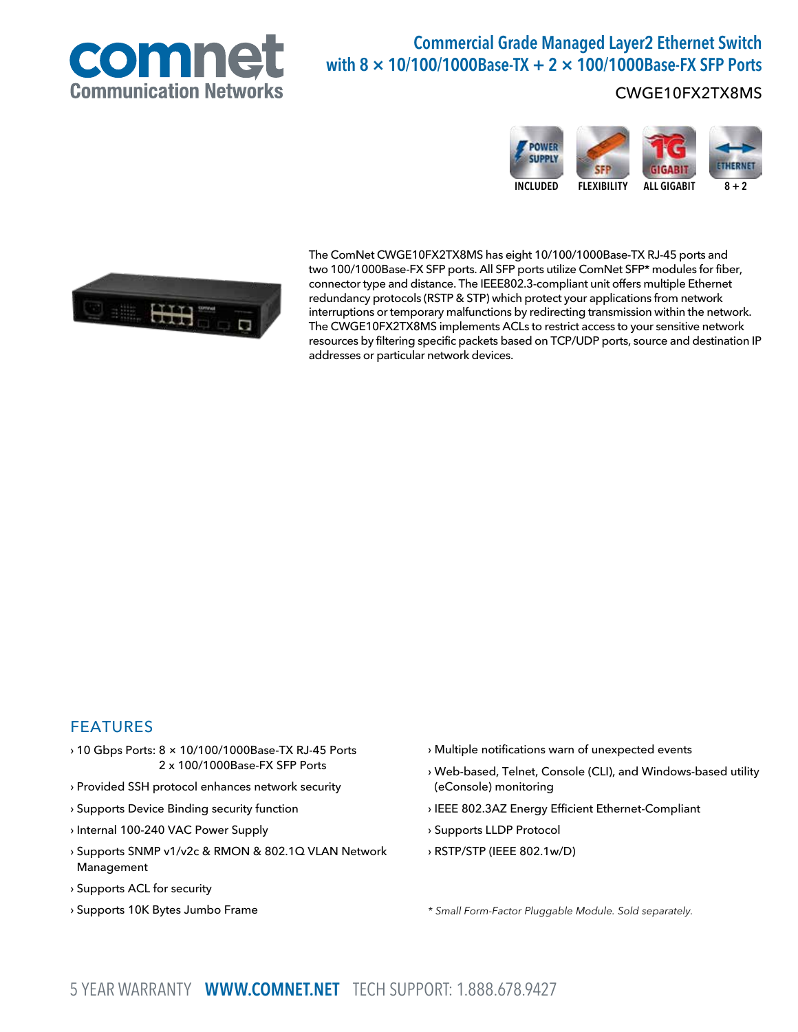# Commercial Grade Managed Layer2 Ethernet Switch with 8 × 10/100/1000Base-TX + 2 × 100/1000Base-FX SFP Ports

CWGE10FX2TX8MS

INCLUDED | FLEXIBILITY | ALL GIGABIT | 8 + 2

The ComNet CWGE10FX2TX8MS has eight 10/100/1000Base-TX RJ-45 ports and two 100/1000Base-FX SFP ports. All SFP ports utilize ComNet SFP* modules for fiber, connector type and distance. The IEEE802.3-compliant unit offers multiple Ethernet redundancy protocols (RSTP & STP) which protect your applications from network interruptions or temporary malfunctions by redirecting transmission within the network. The CWGE10FX2TX8MS implements ACLs to restrict access to your sensitive network resources by filtering specific packets based on TCP/UDP ports, source and destination IP addresses or particular network devices.

## FEATURES

- › 10 Gbps Ports: 8 × 10/100/1000Base-TX RJ-45 Ports
  2 x 100/1000Base-FX SFP Ports
- › Provided SSH protocol enhances network security
- › Supports Device Binding security function
- › Internal 100-240 VAC Power Supply
- › Supports SNMP v1/v2c & RMON & 802.1Q VLAN Network Management
- › Supports ACL for security
- › Supports 10K Bytes Jumbo Frame
- › Multiple notifications warn of unexpected events
- › Web-based, Telnet, Console (CLI), and Windows-based utility (eConsole) monitoring
- › IEEE 802.3AZ Energy Efficient Ethernet-Compliant
- › Supports LLDP Protocol
- › RSTP/STP (IEEE 802.1w/D)

*\* Small Form-Factor Pluggable Module. Sold separately.*

5 YEAR WARRANTY **WWW.COMNET.NET** TECH SUPPORT: 1.888.678.9427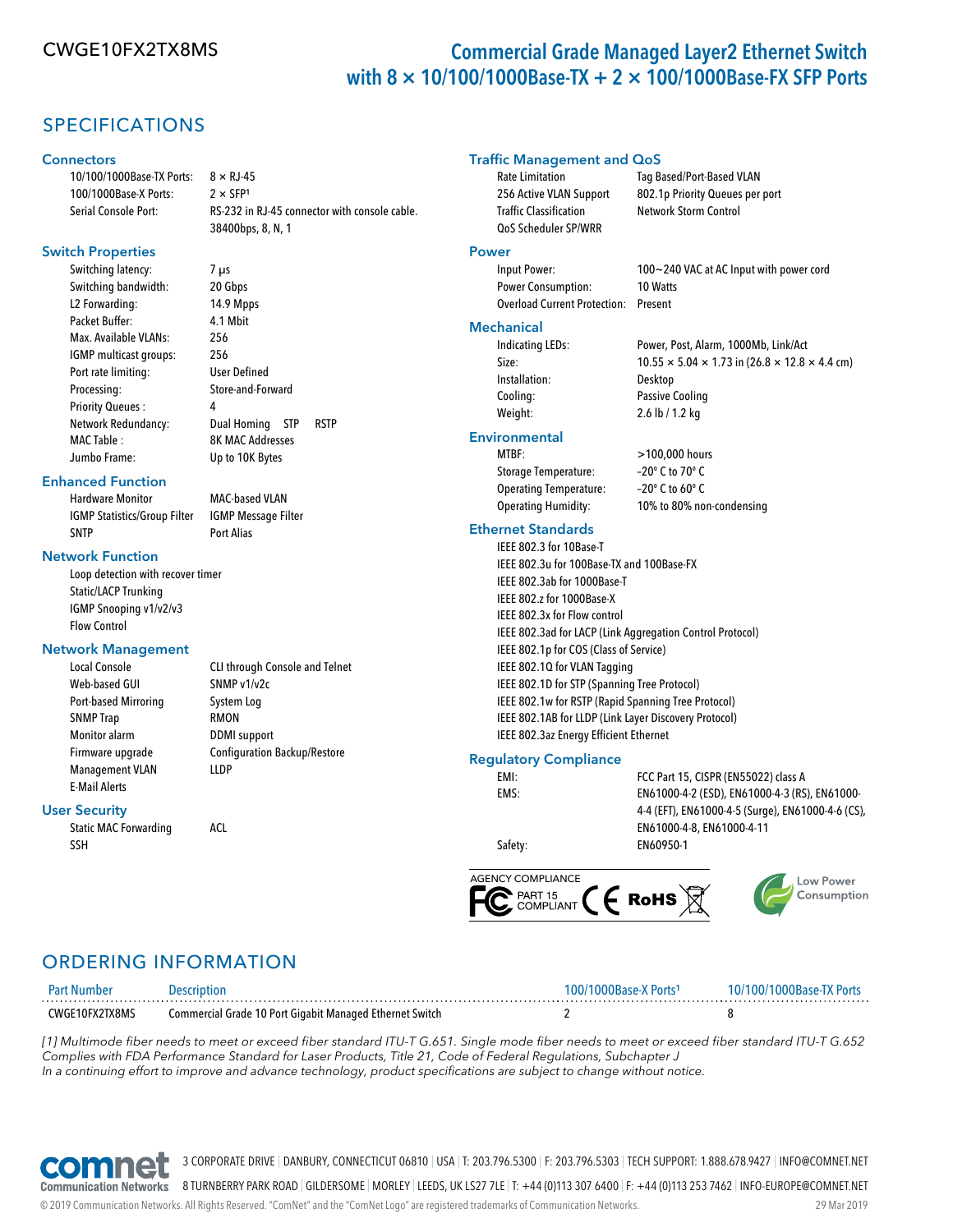CWGE10FX2TX8MS

# Commercial Grade Managed Layer2 Ethernet Switch with 8 × 10/100/1000Base-TX + 2 × 100/1000Base-FX SFP Ports

## SPECIFICATIONS

### Connectors

| | |
|---|---|
| 10/100/1000Base-TX Ports: | 8 × RJ-45 |
| 100/1000Base-X Ports: | 2 × SFP[1] |
| Serial Console Port: | RS-232 in RJ-45 connector with console cable. 38400bps, 8, N, 1 |

### Switch Properties

| | |
|---|---|
| Switching latency: | 7 µs |
| Switching bandwidth: | 20 Gbps |
| L2 Forwarding: | 14.9 Mpps |
| Packet Buffer: | 4.1 Mbit |
| Max. Available VLANs: | 256 |
| IGMP multicast groups: | 256 |
| Port rate limiting: | User Defined |
| Processing: | Store-and-Forward |
| Priority Queues : | 4 |
| Network Redundancy: | Dual Homing STP RSTP |
| MAC Table : | 8K MAC Addresses |
| Jumbo Frame: | Up to 10K Bytes |

### Enhanced Function

| | |
|---|---|
| Hardware Monitor | MAC-based VLAN |
| IGMP Statistics/Group Filter | IGMP Message Filter |
| SNTP | Port Alias |

### Network Function

- Loop detection with recover timer
- Static/LACP Trunking
- IGMP Snooping v1/v2/v3
- Flow Control

### Network Management

| | |
|---|---|
| Local Console | CLI through Console and Telnet |
| Web-based GUI | SNMP v1/v2c |
| Port-based Mirroring | System Log |
| SNMP Trap | RMON |
| Monitor alarm | DDMI support |
| Firmware upgrade | Configuration Backup/Restore |
| Management VLAN | LLDP |
| E-Mail Alerts | |

### User Security

| | |
|---|---|
| Static MAC Forwarding | ACL |
| SSH | |

### Traffic Management and QoS

| | |
|---|---|
| Rate Limitation | Tag Based/Port-Based VLAN |
| 256 Active VLAN Support | 802.1p Priority Queues per port |
| Traffic Classification | Network Storm Control |
| QoS Scheduler SP/WRR | |

### Power

| | |
|---|---|
| Input Power: | 100~240 VAC at AC Input with power cord |
| Power Consumption: | 10 Watts |
| Overload Current Protection: | Present |

### Mechanical

| | |
|---|---|
| Indicating LEDs: | Power, Post, Alarm, 1000Mb, Link/Act |
| Size: | 10.55 × 5.04 × 1.73 in (26.8 × 12.8 × 4.4 cm) |
| Installation: | Desktop |
| Cooling: | Passive Cooling |
| Weight: | 2.6 lb / 1.2 kg |

### Environmental

| | |
|---|---|
| MTBF: | >100,000 hours |
| Storage Temperature: | –20° C to 70° C |
| Operating Temperature: | –20° C to 60° C |
| Operating Humidity: | 10% to 80% non-condensing |

### Ethernet Standards

- IEEE 802.3 for 10Base-T
- IEEE 802.3u for 100Base-TX and 100Base-FX
- IEEE 802.3ab for 1000Base-T
- IEEE 802.z for 1000Base-X
- IEEE 802.3x for Flow control
- IEEE 802.3ad for LACP (Link Aggregation Control Protocol)
- IEEE 802.1p for COS (Class of Service)
- IEEE 802.1Q for VLAN Tagging
- IEEE 802.1D for STP (Spanning Tree Protocol)
- IEEE 802.1w for RSTP (Rapid Spanning Tree Protocol)
- IEEE 802.1AB for LLDP (Link Layer Discovery Protocol)
- IEEE 802.3az Energy Efficient Ethernet

### Regulatory Compliance

| | |
|---|---|
| EMI: | FCC Part 15, CISPR (EN55022) class A |
| EMS: | EN61000-4-2 (ESD), EN61000-4-3 (RS), EN61000-4-4 (EFT), EN61000-4-5 (Surge), EN61000-4-6 (CS), EN61000-4-8, EN61000-4-11 |
| Safety: | EN60950-1 |

AGENCY COMPLIANCE

FC PART 15 COMPLIANT CE RoHS

Low Power Consumption

## ORDERING INFORMATION

| Part Number | Description | 100/1000Base-X Ports[1] | 10/100/1000Base-TX Ports |
|---|---|---|---|
| CWGE10FX2TX8MS | Commercial Grade 10 Port Gigabit Managed Ethernet Switch | 2 | 8 |

*[1] Multimode fiber needs to meet or exceed fiber standard ITU-T G.651. Single mode fiber needs to meet or exceed fiber standard ITU-T G.652*
*Complies with FDA Performance Standard for Laser Products, Title 21, Code of Federal Regulations, Subchapter J*
*In a continuing effort to improve and advance technology, product specifications are subject to change without notice.*

comnet Communication Networks

3 CORPORATE DRIVE | DANBURY, CONNECTICUT 06810 | USA | T: 203.796.5300 | F: 203.796.5303 | TECH SUPPORT: 1.888.678.9427 | INFO@COMNET.NET

8 TURNBERRY PARK ROAD | GILDERSOME | MORLEY | LEEDS, UK LS27 7LE | T: +44 (0)113 307 6400 | F: +44 (0)113 253 7462 | INFO-EUROPE@COMNET.NET

© 2019 Communication Networks. All Rights Reserved. "ComNet" and the "ComNet Logo" are registered trademarks of Communication Networks. 29 Mar 2019